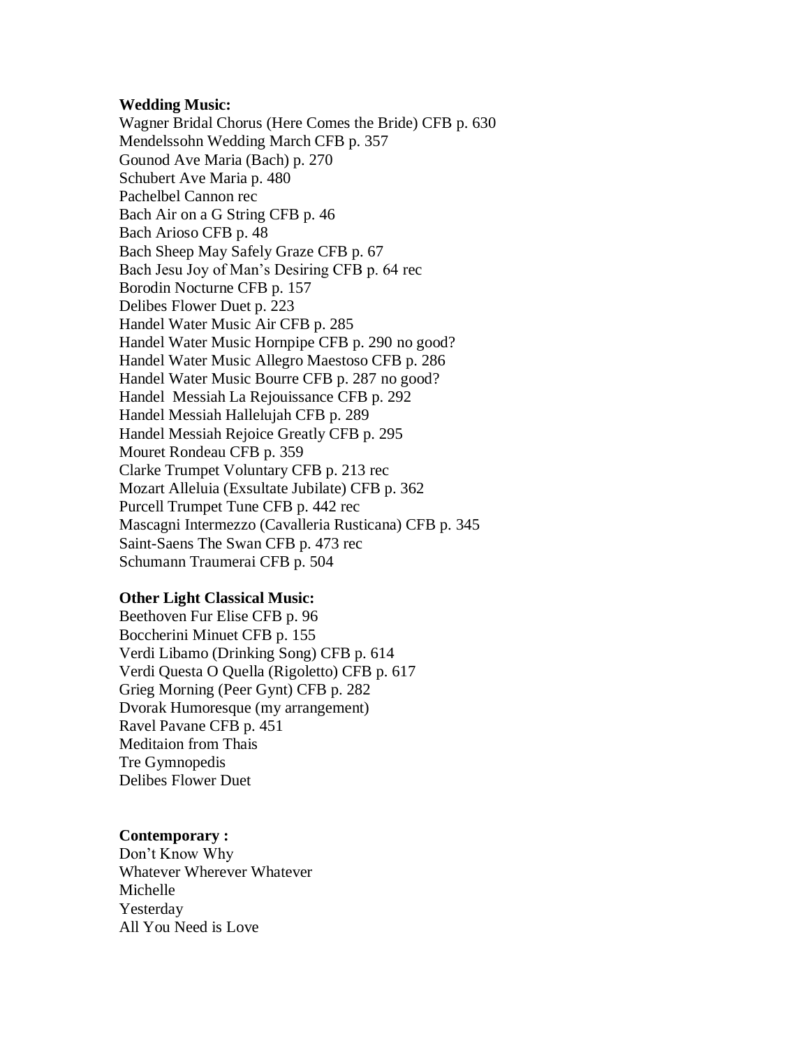**Wedding Music:**

Wagner Bridal Chorus (Here Comes the Bride) CFB p. 630
Mendelssohn Wedding March CFB p. 357
Gounod Ave Maria (Bach) p. 270
Schubert Ave Maria p. 480
Pachelbel Cannon rec
Bach Air on a G String CFB p. 46
Bach Arioso CFB p. 48
Bach Sheep May Safely Graze CFB p. 67
Bach Jesu Joy of Man's Desiring CFB p. 64 rec
Borodin Nocturne CFB p. 157
Delibes Flower Duet p. 223
Handel Water Music Air CFB p. 285
Handel Water Music Hornpipe CFB p. 290 no good?
Handel Water Music Allegro Maestoso CFB p. 286
Handel Water Music Bourre CFB p. 287 no good?
Handel Messiah La Rejouissance CFB p. 292
Handel Messiah Hallelujah CFB p. 289
Handel Messiah Rejoice Greatly CFB p. 295
Mouret Rondeau CFB p. 359
Clarke Trumpet Voluntary CFB p. 213 rec
Mozart Alleluia (Exsultate Jubilate) CFB p. 362
Purcell Trumpet Tune CFB p. 442 rec
Mascagni Intermezzo (Cavalleria Rusticana) CFB p. 345
Saint-Saens The Swan CFB p. 473 rec
Schumann Traumerai CFB p. 504

**Other Light Classical Music:**

Beethoven Fur Elise CFB p. 96
Boccherini Minuet CFB p. 155
Verdi Libamo (Drinking Song) CFB p. 614
Verdi Questa O Quella (Rigoletto) CFB p. 617
Grieg Morning (Peer Gynt) CFB p. 282
Dvorak Humoresque (my arrangement)
Ravel Pavane CFB p. 451
Meditaion from Thais
Tre Gymnopedis
Delibes Flower Duet

**Contemporary :**

Don't Know Why
Whatever Wherever Whatever
Michelle
Yesterday
All You Need is Love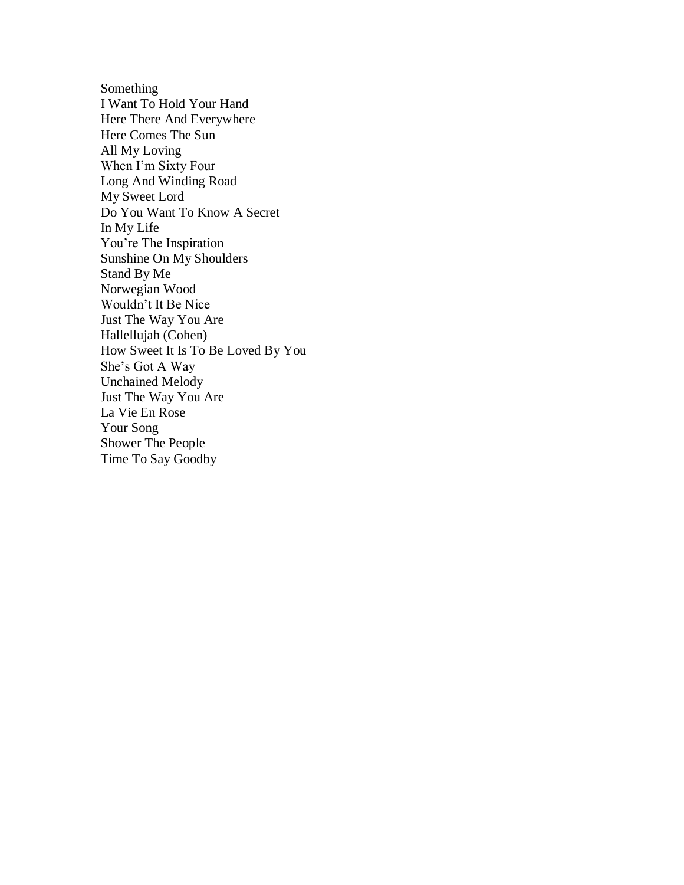Something
I Want To Hold Your Hand
Here There And Everywhere
Here Comes The Sun
All My Loving
When I'm Sixty Four
Long And Winding Road
My Sweet Lord
Do You Want To Know A Secret
In My Life
You're The Inspiration
Sunshine On My Shoulders
Stand By Me
Norwegian Wood
Wouldn't It Be Nice
Just The Way You Are
Hallellujah (Cohen)
How Sweet It Is To Be Loved By You
She's Got A Way
Unchained Melody
Just The Way You Are
La Vie En Rose
Your Song
Shower The People
Time To Say Goodby